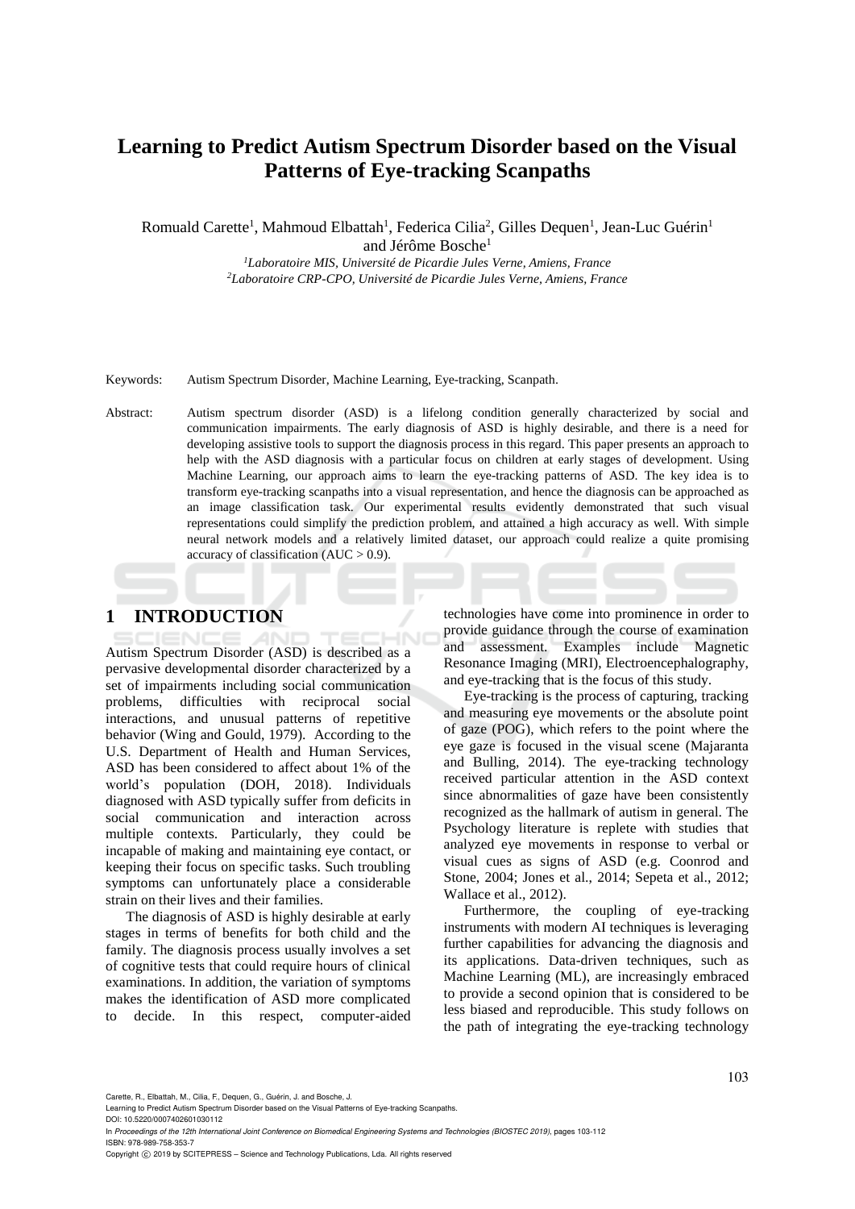# Learning to Predict Autism Spectrum Disorder based on the Visual Patterns of Eye-tracking Scanpaths

Romuald Carette[1], Mahmoud Elbattah[1], Federica Cilia[2], Gilles Dequen[1], Jean-Luc Guérin[1] and Jérôme Bosche[1]

[1]*Laboratoire MIS, Université de Picardie Jules Verne, Amiens, France*
[2]*Laboratoire CRP-CPO, Université de Picardie Jules Verne, Amiens, France*

Keywords: Autism Spectrum Disorder, Machine Learning, Eye-tracking, Scanpath.

Abstract: Autism spectrum disorder (ASD) is a lifelong condition generally characterized by social and communication impairments. The early diagnosis of ASD is highly desirable, and there is a need for developing assistive tools to support the diagnosis process in this regard. This paper presents an approach to help with the ASD diagnosis with a particular focus on children at early stages of development. Using Machine Learning, our approach aims to learn the eye-tracking patterns of ASD. The key idea is to transform eye-tracking scanpaths into a visual representation, and hence the diagnosis can be approached as an image classification task. Our experimental results evidently demonstrated that such visual representations could simplify the prediction problem, and attained a high accuracy as well. With simple neural network models and a relatively limited dataset, our approach could realize a quite promising accuracy of classification (AUC > 0.9).

## 1 INTRODUCTION

Autism Spectrum Disorder (ASD) is described as a pervasive developmental disorder characterized by a set of impairments including social communication problems, difficulties with reciprocal social interactions, and unusual patterns of repetitive behavior (Wing and Gould, 1979). According to the U.S. Department of Health and Human Services, ASD has been considered to affect about 1% of the world's population (DOH, 2018). Individuals diagnosed with ASD typically suffer from deficits in social communication and interaction across multiple contexts. Particularly, they could be incapable of making and maintaining eye contact, or keeping their focus on specific tasks. Such troubling symptoms can unfortunately place a considerable strain on their lives and their families.

The diagnosis of ASD is highly desirable at early stages in terms of benefits for both child and the family. The diagnosis process usually involves a set of cognitive tests that could require hours of clinical examinations. In addition, the variation of symptoms makes the identification of ASD more complicated to decide. In this respect, computer-aided technologies have come into prominence in order to provide guidance through the course of examination and assessment. Examples include Magnetic Resonance Imaging (MRI), Electroencephalography, and eye-tracking that is the focus of this study.

Eye-tracking is the process of capturing, tracking and measuring eye movements or the absolute point of gaze (POG), which refers to the point where the eye gaze is focused in the visual scene (Majaranta and Bulling, 2014). The eye-tracking technology received particular attention in the ASD context since abnormalities of gaze have been consistently recognized as the hallmark of autism in general. The Psychology literature is replete with studies that analyzed eye movements in response to verbal or visual cues as signs of ASD (e.g. Coonrod and Stone, 2004; Jones et al., 2014; Sepeta et al., 2012; Wallace et al., 2012).

Furthermore, the coupling of eye-tracking instruments with modern AI techniques is leveraging further capabilities for advancing the diagnosis and its applications. Data-driven techniques, such as Machine Learning (ML), are increasingly embraced to provide a second opinion that is considered to be less biased and reproducible. This study follows on the path of integrating the eye-tracking technology

Carette, R., Elbattah, M., Cilia, F., Dequen, G., Guérin, J. and Bosche, J.
Learning to Predict Autism Spectrum Disorder based on the Visual Patterns of Eye-tracking Scanpaths.
DOI: 10.5220/0007402601030112
In *Proceedings of the 12th International Joint Conference on Biomedical Engineering Systems and Technologies (BIOSTEC 2019)*, pages 103-112
ISBN: 978-989-758-353-7
Copyright © 2019 by SCITEPRESS – Science and Technology Publications, Lda. All rights reserved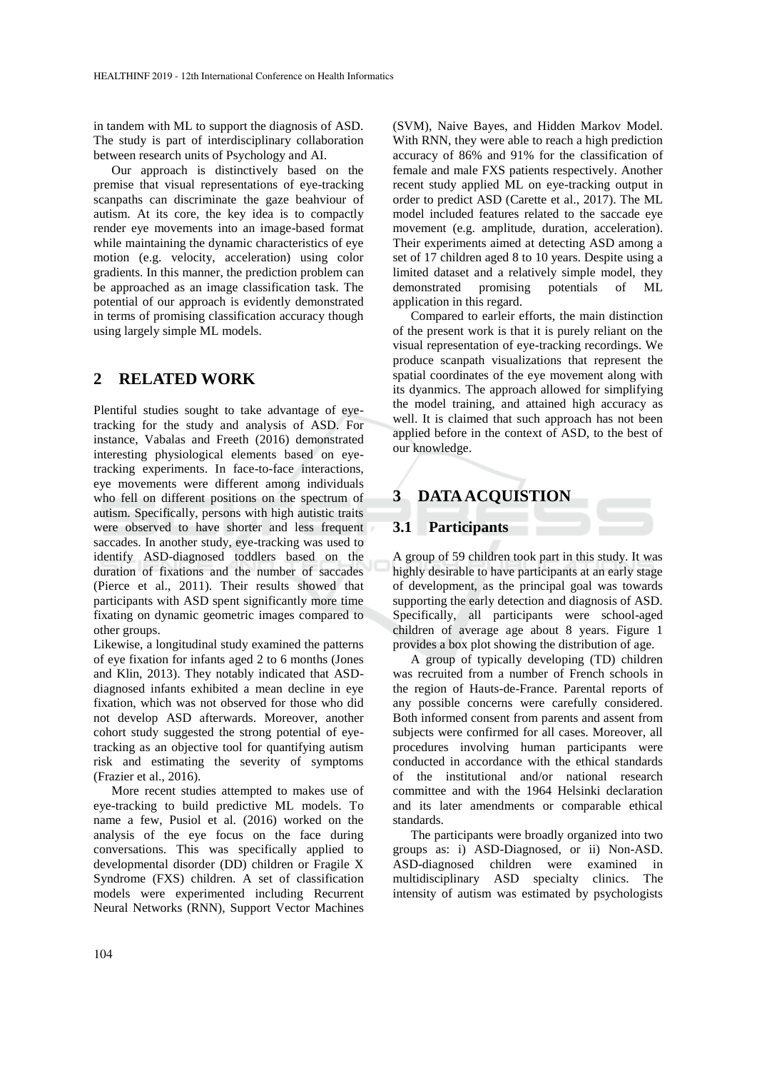in tandem with ML to support the diagnosis of ASD. The study is part of interdisciplinary collaboration between research units of Psychology and AI.

Our approach is distinctively based on the premise that visual representations of eye-tracking scanpaths can discriminate the gaze beahviour of autism. At its core, the key idea is to compactly render eye movements into an image-based format while maintaining the dynamic characteristics of eye motion (e.g. velocity, acceleration) using color gradients. In this manner, the prediction problem can be approached as an image classification task. The potential of our approach is evidently demonstrated in terms of promising classification accuracy though using largely simple ML models.

## 2 RELATED WORK

Plentiful studies sought to take advantage of eye-tracking for the study and analysis of ASD. For instance, Vabalas and Freeth (2016) demonstrated interesting physiological elements based on eye-tracking experiments. In face-to-face interactions, eye movements were different among individuals who fell on different positions on the spectrum of autism. Specifically, persons with high autistic traits were observed to have shorter and less frequent saccades. In another study, eye-tracking was used to identify ASD-diagnosed toddlers based on the duration of fixations and the number of saccades (Pierce et al., 2011). Their results showed that participants with ASD spent significantly more time fixating on dynamic geometric images compared to other groups.

Likewise, a longitudinal study examined the patterns of eye fixation for infants aged 2 to 6 months (Jones and Klin, 2013). They notably indicated that ASD-diagnosed infants exhibited a mean decline in eye fixation, which was not observed for those who did not develop ASD afterwards. Moreover, another cohort study suggested the strong potential of eye-tracking as an objective tool for quantifying autism risk and estimating the severity of symptoms (Frazier et al., 2016).

More recent studies attempted to makes use of eye-tracking to build predictive ML models. To name a few, Pusiol et al. (2016) worked on the analysis of the eye focus on the face during conversations. This was specifically applied to developmental disorder (DD) children or Fragile X Syndrome (FXS) children. A set of classification models were experimented including Recurrent Neural Networks (RNN), Support Vector Machines (SVM), Naive Bayes, and Hidden Markov Model. With RNN, they were able to reach a high prediction accuracy of 86% and 91% for the classification of female and male FXS patients respectively. Another recent study applied ML on eye-tracking output in order to predict ASD (Carette et al., 2017). The ML model included features related to the saccade eye movement (e.g. amplitude, duration, acceleration). Their experiments aimed at detecting ASD among a set of 17 children aged 8 to 10 years. Despite using a limited dataset and a relatively simple model, they demonstrated promising potentials of ML application in this regard.

Compared to earleir efforts, the main distinction of the present work is that it is purely reliant on the visual representation of eye-tracking recordings. We produce scanpath visualizations that represent the spatial coordinates of the eye movement along with its dyanmics. The approach allowed for simplifying the model training, and attained high accuracy as well. It is claimed that such approach has not been applied before in the context of ASD, to the best of our knowledge.

## 3 DATA ACQUISTION

### 3.1 Participants

A group of 59 children took part in this study. It was highly desirable to have participants at an early stage of development, as the principal goal was towards supporting the early detection and diagnosis of ASD. Specifically, all participants were school-aged children of average age about 8 years. Figure 1 provides a box plot showing the distribution of age.

A group of typically developing (TD) children was recruited from a number of French schools in the region of Hauts-de-France. Parental reports of any possible concerns were carefully considered. Both informed consent from parents and assent from subjects were confirmed for all cases. Moreover, all procedures involving human participants were conducted in accordance with the ethical standards of the institutional and/or national research committee and with the 1964 Helsinki declaration and its later amendments or comparable ethical standards.

The participants were broadly organized into two groups as: i) ASD-Diagnosed, or ii) Non-ASD. ASD-diagnosed children were examined in multidisciplinary ASD specialty clinics. The intensity of autism was estimated by psychologists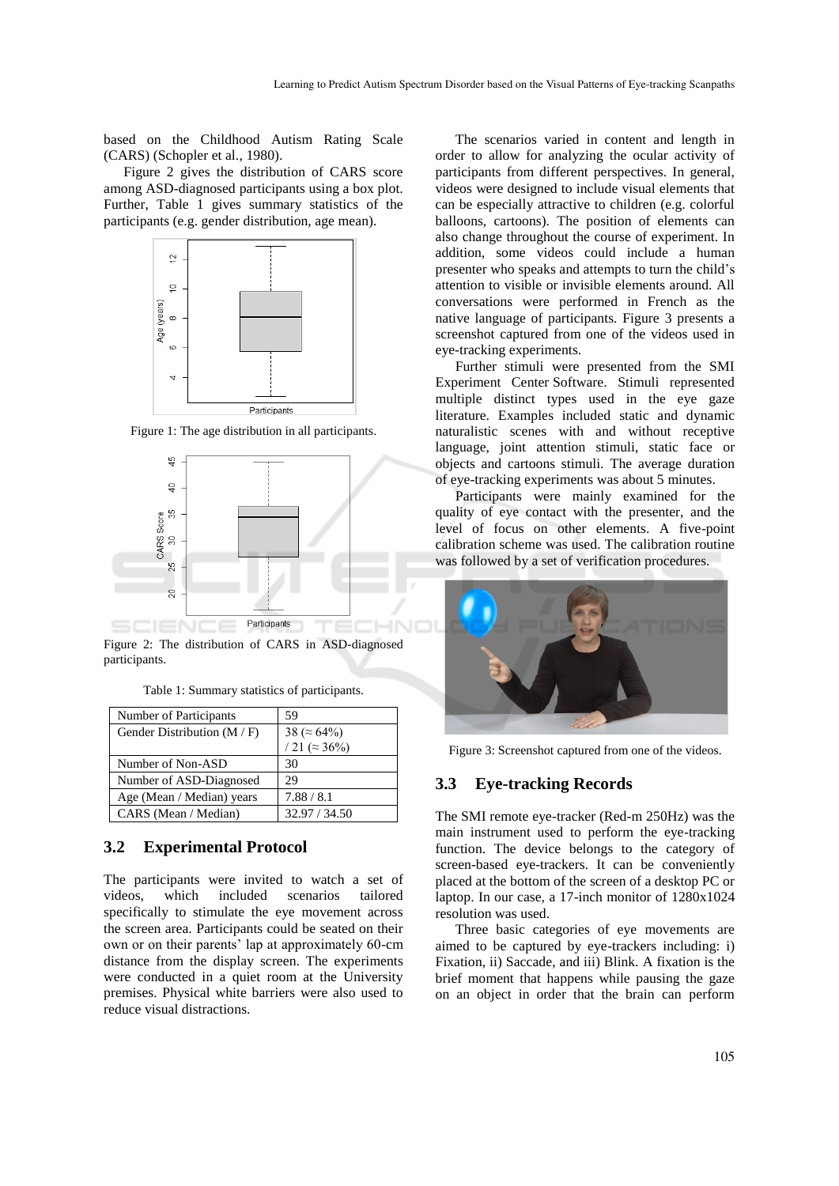based on the Childhood Autism Rating Scale (CARS) (Schopler et al., 1980).

Figure 2 gives the distribution of CARS score among ASD-diagnosed participants using a box plot. Further, Table 1 gives summary statistics of the participants (e.g. gender distribution, age mean).

Figure 1: The age distribution in all participants.

Figure 2: The distribution of CARS in ASD-diagnosed participants.

Table 1: Summary statistics of participants.

| Number of Participants | 59 |
|---|---|
| Gender Distribution (M / F) | 38 (≈ 64%) / 21 (≈ 36%) |
| Number of Non-ASD | 30 |
| Number of ASD-Diagnosed | 29 |
| Age (Mean / Median) years | 7.88 / 8.1 |
| CARS (Mean / Median) | 32.97 / 34.50 |

### 3.2 Experimental Protocol

The participants were invited to watch a set of videos, which included scenarios tailored specifically to stimulate the eye movement across the screen area. Participants could be seated on their own or on their parents' lap at approximately 60-cm distance from the display screen. The experiments were conducted in a quiet room at the University premises. Physical white barriers were also used to reduce visual distractions.

The scenarios varied in content and length in order to allow for analyzing the ocular activity of participants from different perspectives. In general, videos were designed to include visual elements that can be especially attractive to children (e.g. colorful balloons, cartoons). The position of elements can also change throughout the course of experiment. In addition, some videos could include a human presenter who speaks and attempts to turn the child's attention to visible or invisible elements around. All conversations were performed in French as the native language of participants. Figure 3 presents a screenshot captured from one of the videos used in eye-tracking experiments.

Further stimuli were presented from the SMI Experiment Center Software. Stimuli represented multiple distinct types used in the eye gaze literature. Examples included static and dynamic naturalistic scenes with and without receptive language, joint attention stimuli, static face or objects and cartoons stimuli. The average duration of eye-tracking experiments was about 5 minutes.

Participants were mainly examined for the quality of eye contact with the presenter, and the level of focus on other elements. A five-point calibration scheme was used. The calibration routine was followed by a set of verification procedures.

Figure 3: Screenshot captured from one of the videos.

### 3.3 Eye-tracking Records

The SMI remote eye-tracker (Red-m 250Hz) was the main instrument used to perform the eye-tracking function. The device belongs to the category of screen-based eye-trackers. It can be conveniently placed at the bottom of the screen of a desktop PC or laptop. In our case, a 17-inch monitor of 1280x1024 resolution was used.

Three basic categories of eye movements are aimed to be captured by eye-trackers including: i) Fixation, ii) Saccade, and iii) Blink. A fixation is the brief moment that happens while pausing the gaze on an object in order that the brain can perform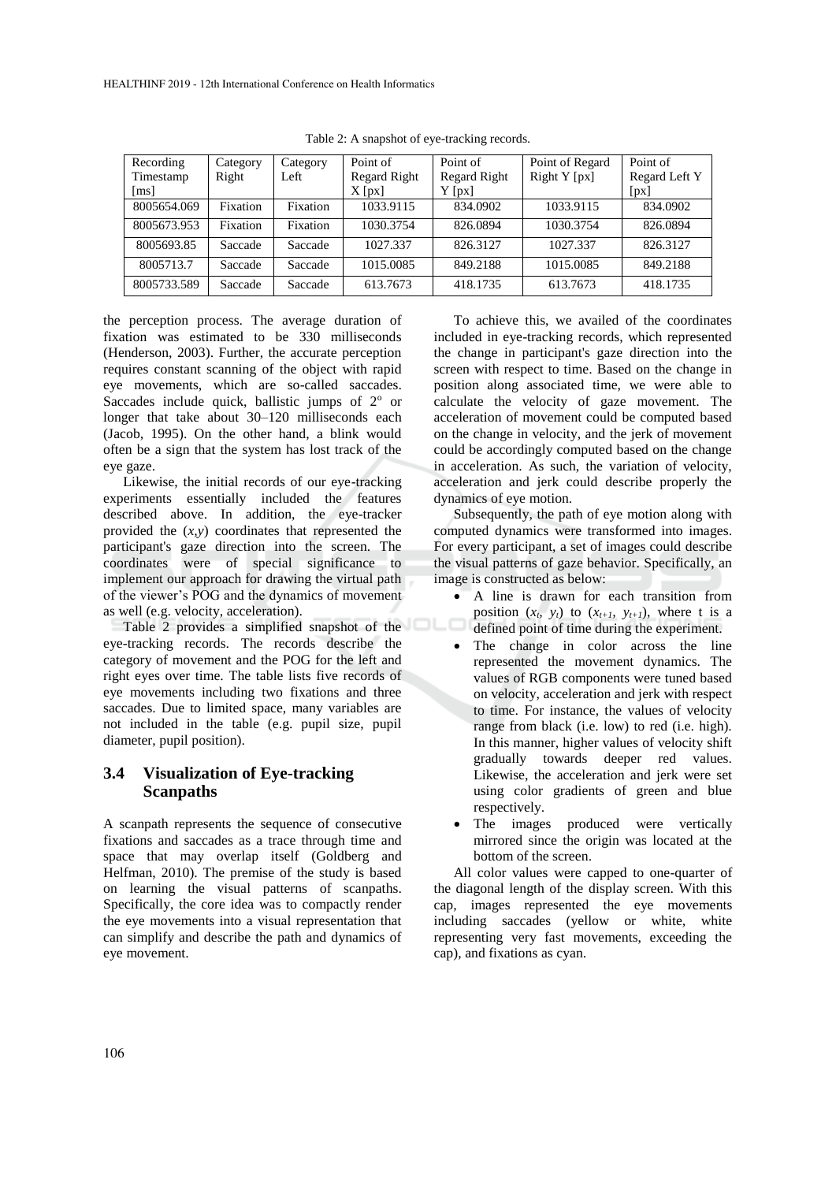Table 2: A snapshot of eye-tracking records.

| Recording Timestamp [ms] | Category Right | Category Left | Point of Regard Right X [px] | Point of Regard Right Y [px] | Point of Regard Right Y [px] | Point of Regard Left Y [px] |
|---|---|---|---|---|---|---|
| 8005654.069 | Fixation | Fixation | 1033.9115 | 834.0902 | 1033.9115 | 834.0902 |
| 8005673.953 | Fixation | Fixation | 1030.3754 | 826.0894 | 1030.3754 | 826.0894 |
| 8005693.85 | Saccade | Saccade | 1027.337 | 826.3127 | 1027.337 | 826.3127 |
| 8005713.7 | Saccade | Saccade | 1015.0085 | 849.2188 | 1015.0085 | 849.2188 |
| 8005733.589 | Saccade | Saccade | 613.7673 | 418.1735 | 613.7673 | 418.1735 |

the perception process. The average duration of fixation was estimated to be 330 milliseconds (Henderson, 2003). Further, the accurate perception requires constant scanning of the object with rapid eye movements, which are so-called saccades. Saccades include quick, ballistic jumps of 2° or longer that take about 30–120 milliseconds each (Jacob, 1995). On the other hand, a blink would often be a sign that the system has lost track of the eye gaze.

Likewise, the initial records of our eye-tracking experiments essentially included the features described above. In addition, the eye-tracker provided the $(x,y)$ coordinates that represented the participant's gaze direction into the screen. The coordinates were of special significance to implement our approach for drawing the virtual path of the viewer's POG and the dynamics of movement as well (e.g. velocity, acceleration).

Table 2 provides a simplified snapshot of the eye-tracking records. The records describe the category of movement and the POG for the left and right eyes over time. The table lists five records of eye movements including two fixations and three saccades. Due to limited space, many variables are not included in the table (e.g. pupil size, pupil diameter, pupil position).

### 3.4 Visualization of Eye-tracking Scanpaths

A scanpath represents the sequence of consecutive fixations and saccades as a trace through time and space that may overlap itself (Goldberg and Helfman, 2010). The premise of the study is based on learning the visual patterns of scanpaths. Specifically, the core idea was to compactly render the eye movements into a visual representation that can simplify and describe the path and dynamics of eye movement.

To achieve this, we availed of the coordinates included in eye-tracking records, which represented the change in participant's gaze direction into the screen with respect to time. Based on the change in position along associated time, we were able to calculate the velocity of gaze movement. The acceleration of movement could be computed based on the change in velocity, and the jerk of movement could be accordingly computed based on the change in acceleration. As such, the variation of velocity, acceleration and jerk could describe properly the dynamics of eye motion.

Subsequently, the path of eye motion along with computed dynamics were transformed into images. For every participant, a set of images could describe the visual patterns of gaze behavior. Specifically, an image is constructed as below:

- A line is drawn for each transition from position $(x_t, y_t)$ to $(x_{t+1}, y_{t+1})$, where t is a defined point of time during the experiment.
- The change in color across the line represented the movement dynamics. The values of RGB components were tuned based on velocity, acceleration and jerk with respect to time. For instance, the values of velocity range from black (i.e. low) to red (i.e. high). In this manner, higher values of velocity shift gradually towards deeper red values. Likewise, the acceleration and jerk were set using color gradients of green and blue respectively.
- The images produced were vertically mirrored since the origin was located at the bottom of the screen.

All color values were capped to one-quarter of the diagonal length of the display screen. With this cap, images represented the eye movements including saccades (yellow or white, white representing very fast movements, exceeding the cap), and fixations as cyan.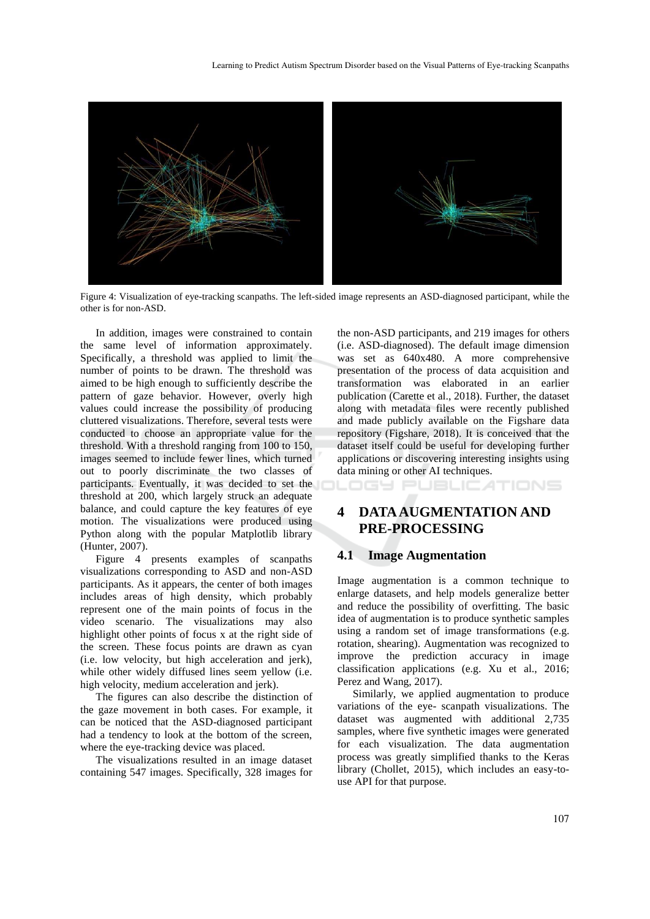Figure 4: Visualization of eye-tracking scanpaths. The left-sided image represents an ASD-diagnosed participant, while the other is for non-ASD.

In addition, images were constrained to contain the same level of information approximately. Specifically, a threshold was applied to limit the number of points to be drawn. The threshold was aimed to be high enough to sufficiently describe the pattern of gaze behavior. However, overly high values could increase the possibility of producing cluttered visualizations. Therefore, several tests were conducted to choose an appropriate value for the threshold. With a threshold ranging from 100 to 150, images seemed to include fewer lines, which turned out to poorly discriminate the two classes of participants. Eventually, it was decided to set the threshold at 200, which largely struck an adequate balance, and could capture the key features of eye motion. The visualizations were produced using Python along with the popular Matplotlib library (Hunter, 2007).

Figure 4 presents examples of scanpaths visualizations corresponding to ASD and non-ASD participants. As it appears, the center of both images includes areas of high density, which probably represent one of the main points of focus in the video scenario. The visualizations may also highlight other points of focus x at the right side of the screen. These focus points are drawn as cyan (i.e. low velocity, but high acceleration and jerk), while other widely diffused lines seem yellow (i.e. high velocity, medium acceleration and jerk).

The figures can also describe the distinction of the gaze movement in both cases. For example, it can be noticed that the ASD-diagnosed participant had a tendency to look at the bottom of the screen, where the eye-tracking device was placed.

The visualizations resulted in an image dataset containing 547 images. Specifically, 328 images for the non-ASD participants, and 219 images for others (i.e. ASD-diagnosed). The default image dimension was set as 640x480. A more comprehensive presentation of the process of data acquisition and transformation was elaborated in an earlier publication (Carette et al., 2018). Further, the dataset along with metadata files were recently published and made publicly available on the Figshare data repository (Figshare, 2018). It is conceived that the dataset itself could be useful for developing further applications or discovering interesting insights using data mining or other AI techniques.

# 4 DATA AUGMENTATION AND PRE-PROCESSING

## 4.1 Image Augmentation

Image augmentation is a common technique to enlarge datasets, and help models generalize better and reduce the possibility of overfitting. The basic idea of augmentation is to produce synthetic samples using a random set of image transformations (e.g. rotation, shearing). Augmentation was recognized to improve the prediction accuracy in image classification applications (e.g. Xu et al., 2016; Perez and Wang, 2017).

Similarly, we applied augmentation to produce variations of the eye- scanpath visualizations. The dataset was augmented with additional 2,735 samples, where five synthetic images were generated for each visualization. The data augmentation process was greatly simplified thanks to the Keras library (Chollet, 2015), which includes an easy-to-use API for that purpose.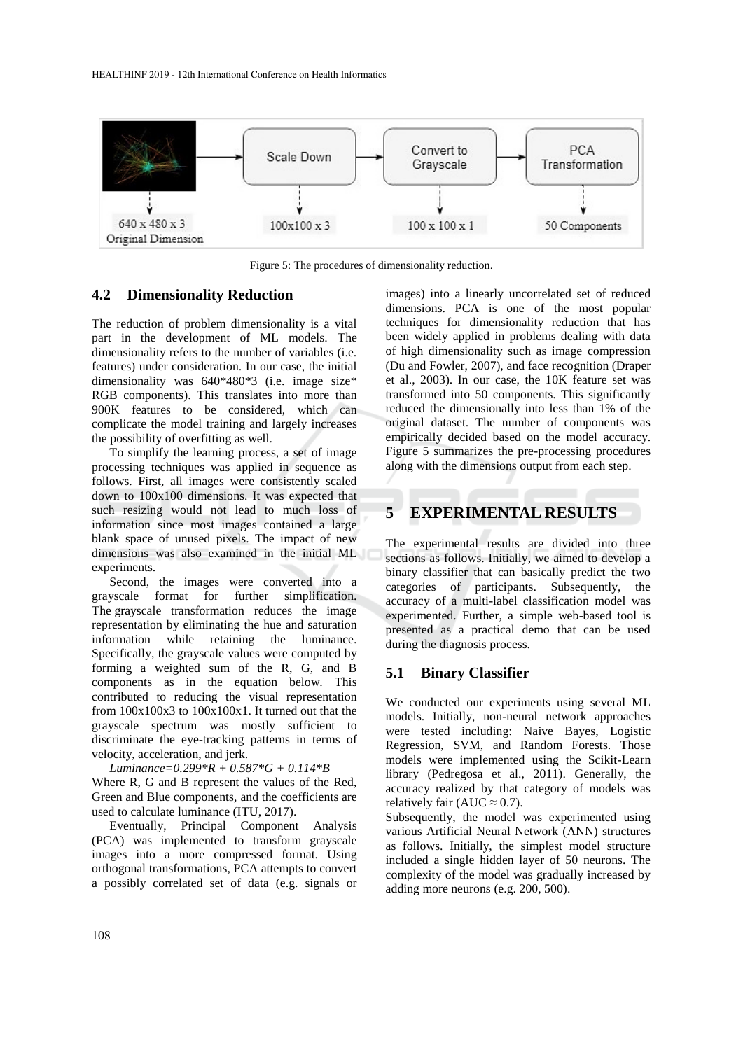Figure 5: The procedures of dimensionality reduction.

### 4.2 Dimensionality Reduction

The reduction of problem dimensionality is a vital part in the development of ML models. The dimensionality refers to the number of variables (i.e. features) under consideration. In our case, the initial dimensionality was 640*480*3 (i.e. image size* RGB components). This translates into more than 900K features to be considered, which can complicate the model training and largely increases the possibility of overfitting as well.

To simplify the learning process, a set of image processing techniques was applied in sequence as follows. First, all images were consistently scaled down to 100x100 dimensions. It was expected that such resizing would not lead to much loss of information since most images contained a large blank space of unused pixels. The impact of new dimensions was also examined in the initial ML experiments.

Second, the images were converted into a grayscale format for further simplification. The grayscale transformation reduces the image representation by eliminating the hue and saturation information while retaining the luminance. Specifically, the grayscale values were computed by forming a weighted sum of the R, G, and B components as in the equation below. This contributed to reducing the visual representation from 100x100x3 to 100x100x1. It turned out that the grayscale spectrum was mostly sufficient to discriminate the eye-tracking patterns in terms of velocity, acceleration, and jerk.

$$Luminance = 0.299*R + 0.587*G + 0.114*B$$

Where R, G and B represent the values of the Red, Green and Blue components, and the coefficients are used to calculate luminance (ITU, 2017).

Eventually, Principal Component Analysis (PCA) was implemented to transform grayscale images into a more compressed format. Using orthogonal transformations, PCA attempts to convert a possibly correlated set of data (e.g. signals or images) into a linearly uncorrelated set of reduced dimensions. PCA is one of the most popular techniques for dimensionality reduction that has been widely applied in problems dealing with data of high dimensionality such as image compression (Du and Fowler, 2007), and face recognition (Draper et al., 2003). In our case, the 10K feature set was transformed into 50 components. This significantly reduced the dimensionally into less than 1% of the original dataset. The number of components was empirically decided based on the model accuracy. Figure 5 summarizes the pre-processing procedures along with the dimensions output from each step.

## 5 EXPERIMENTAL RESULTS

The experimental results are divided into three sections as follows. Initially, we aimed to develop a binary classifier that can basically predict the two categories of participants. Subsequently, the accuracy of a multi-label classification model was experimented. Further, a simple web-based tool is presented as a practical demo that can be used during the diagnosis process.

### 5.1 Binary Classifier

We conducted our experiments using several ML models. Initially, non-neural network approaches were tested including: Naive Bayes, Logistic Regression, SVM, and Random Forests. Those models were implemented using the Scikit-Learn library (Pedregosa et al., 2011). Generally, the accuracy realized by that category of models was relatively fair (AUC $\approx 0.7$).

Subsequently, the model was experimented using various Artificial Neural Network (ANN) structures as follows. Initially, the simplest model structure included a single hidden layer of 50 neurons. The complexity of the model was gradually increased by adding more neurons (e.g. 200, 500).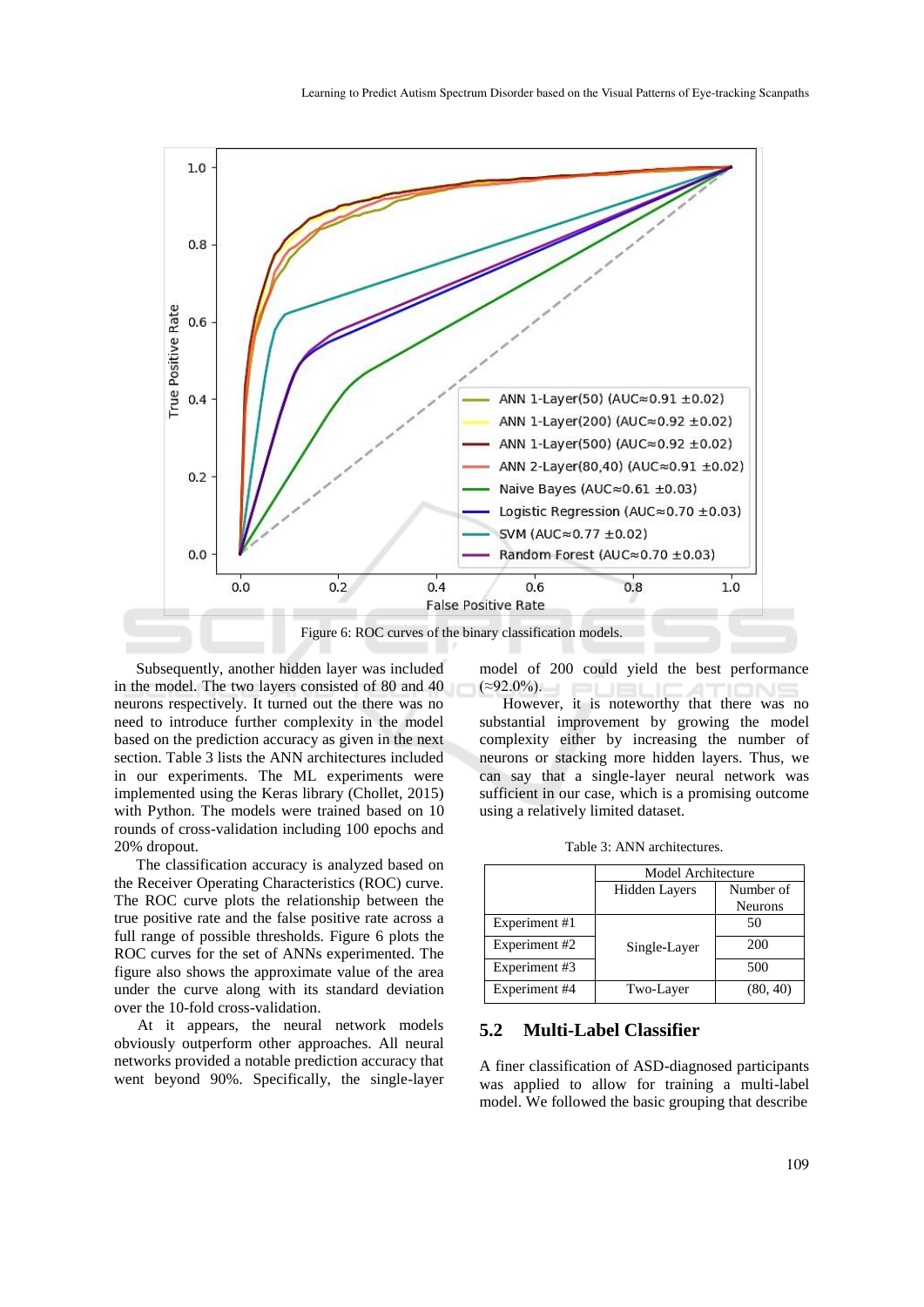Figure 6: ROC curves of the binary classification models.

Subsequently, another hidden layer was included in the model. The two layers consisted of 80 and 40 neurons respectively. It turned out the there was no need to introduce further complexity in the model based on the prediction accuracy as given in the next section. Table 3 lists the ANN architectures included in our experiments. The ML experiments were implemented using the Keras library (Chollet, 2015) with Python. The models were trained based on 10 rounds of cross-validation including 100 epochs and 20% dropout.

The classification accuracy is analyzed based on the Receiver Operating Characteristics (ROC) curve. The ROC curve plots the relationship between the true positive rate and the false positive rate across a full range of possible thresholds. Figure 6 plots the ROC curves for the set of ANNs experimented. The figure also shows the approximate value of the area under the curve along with its standard deviation over the 10-fold cross-validation.

At it appears, the neural network models obviously outperform other approaches. All neural networks provided a notable prediction accuracy that went beyond 90%. Specifically, the single-layer model of 200 could yield the best performance (≈92.0%).

However, it is noteworthy that there was no substantial improvement by growing the model complexity either by increasing the number of neurons or stacking more hidden layers. Thus, we can say that a single-layer neural network was sufficient in our case, which is a promising outcome using a relatively limited dataset.

Table 3: ANN architectures.

| | Model Architecture | |
|---|---|---|
| | Hidden Layers | Number of Neurons |
| Experiment #1 | Single-Layer | 50 |
| Experiment #2 | | 200 |
| Experiment #3 | | 500 |
| Experiment #4 | Two-Layer | (80, 40) |

### 5.2 Multi-Label Classifier

A finer classification of ASD-diagnosed participants was applied to allow for training a multi-label model. We followed the basic grouping that describe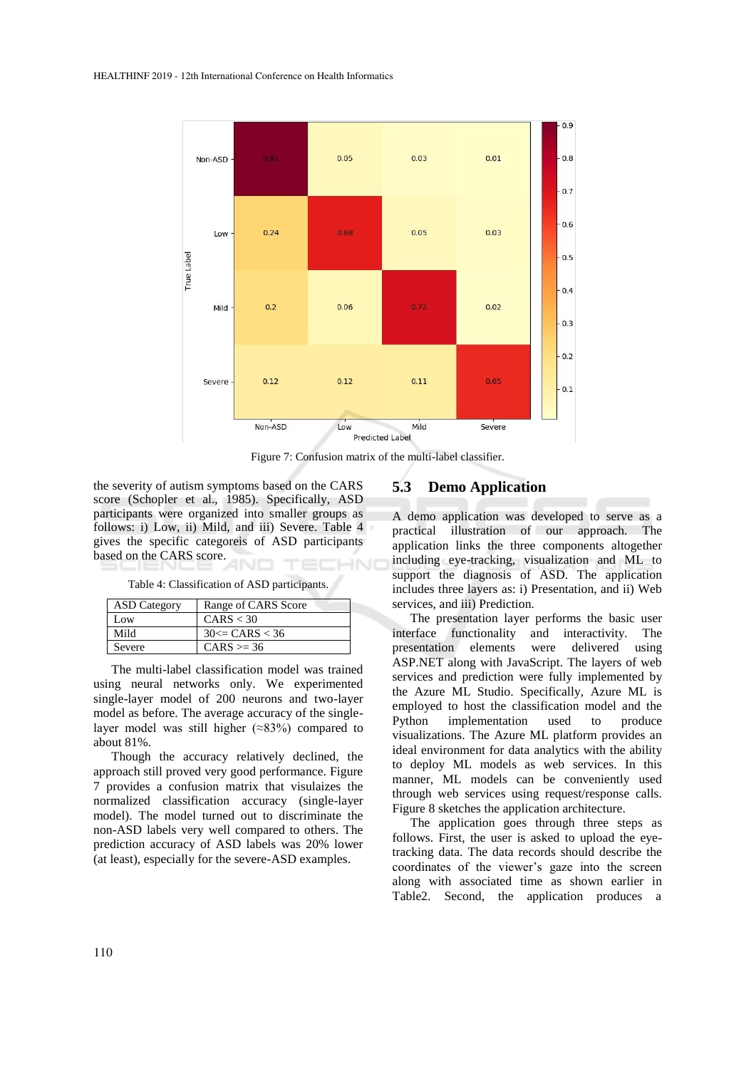Figure 7: Confusion matrix of the multi-label classifier.

the severity of autism symptoms based on the CARS score (Schopler et al., 1985). Specifically, ASD participants were organized into smaller groups as follows: i) Low, ii) Mild, and iii) Severe. Table 4 gives the specific categoreis of ASD participants based on the CARS score.

Table 4: Classification of ASD participants.

| ASD Category | Range of CARS Score |
|---|---|
| Low | CARS < 30 |
| Mild | 30<= CARS < 36 |
| Severe | CARS >= 36 |

The multi-label classification model was trained using neural networks only. We experimented single-layer model of 200 neurons and two-layer model as before. The average accuracy of the single-layer model was still higher (≈83%) compared to about 81%.

Though the accuracy relatively declined, the approach still proved very good performance. Figure 7 provides a confusion matrix that visulaizes the normalized classification accuracy (single-layer model). The model turned out to discriminate the non-ASD labels very well compared to others. The prediction accuracy of ASD labels was 20% lower (at least), especially for the severe-ASD examples.

## 5.3 Demo Application

A demo application was developed to serve as a practical illustration of our approach. The application links the three components altogether including eye-tracking, visualization and ML to support the diagnosis of ASD. The application includes three layers as: i) Presentation, and ii) Web services, and iii) Prediction.

The presentation layer performs the basic user interface functionality and interactivity. The presentation elements were delivered using ASP.NET along with JavaScript. The layers of web services and prediction were fully implemented by the Azure ML Studio. Specifically, Azure ML is employed to host the classification model and the Python implementation used to produce visualizations. The Azure ML platform provides an ideal environment for data analytics with the ability to deploy ML models as web services. In this manner, ML models can be conveniently used through web services using request/response calls. Figure 8 sketches the application architecture.

The application goes through three steps as follows. First, the user is asked to upload the eye-tracking data. The data records should describe the coordinates of the viewer's gaze into the screen along with associated time as shown earlier in Table2. Second, the application produces a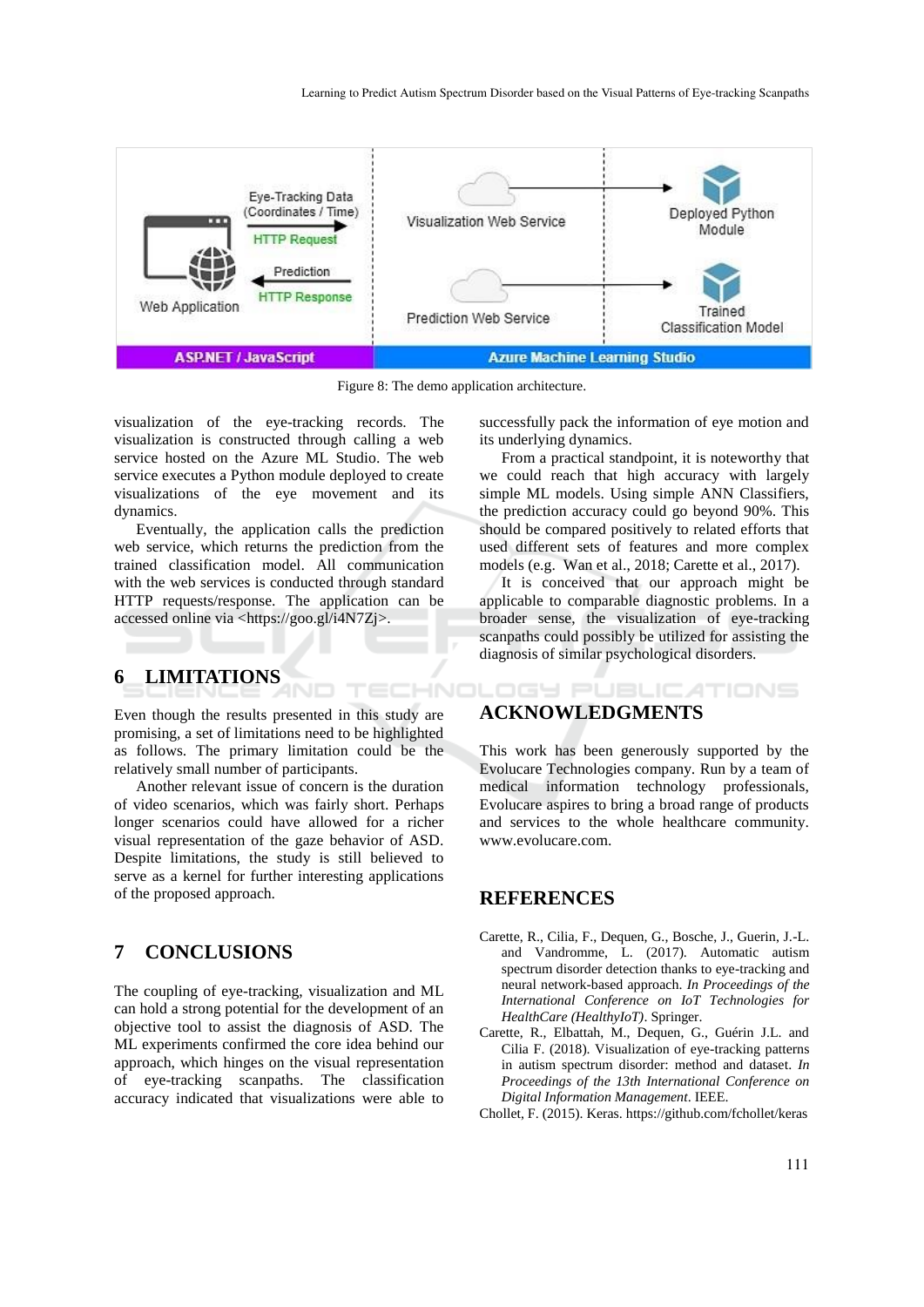Figure 8: The demo application architecture.

visualization of the eye-tracking records. The visualization is constructed through calling a web service hosted on the Azure ML Studio. The web service executes a Python module deployed to create visualizations of the eye movement and its dynamics.

Eventually, the application calls the prediction web service, which returns the prediction from the trained classification model. All communication with the web services is conducted through standard HTTP requests/response. The application can be accessed online via <https://goo.gl/i4N7Zj>.

## 6 LIMITATIONS

Even though the results presented in this study are promising, a set of limitations need to be highlighted as follows. The primary limitation could be the relatively small number of participants.

Another relevant issue of concern is the duration of video scenarios, which was fairly short. Perhaps longer scenarios could have allowed for a richer visual representation of the gaze behavior of ASD. Despite limitations, the study is still believed to serve as a kernel for further interesting applications of the proposed approach.

## 7 CONCLUSIONS

The coupling of eye-tracking, visualization and ML can hold a strong potential for the development of an objective tool to assist the diagnosis of ASD. The ML experiments confirmed the core idea behind our approach, which hinges on the visual representation of eye-tracking scanpaths. The classification accuracy indicated that visualizations were able to successfully pack the information of eye motion and its underlying dynamics.

From a practical standpoint, it is noteworthy that we could reach that high accuracy with largely simple ML models. Using simple ANN Classifiers, the prediction accuracy could go beyond 90%. This should be compared positively to related efforts that used different sets of features and more complex models (e.g. Wan et al., 2018; Carette et al., 2017).

It is conceived that our approach might be applicable to comparable diagnostic problems. In a broader sense, the visualization of eye-tracking scanpaths could possibly be utilized for assisting the diagnosis of similar psychological disorders.

## ACKNOWLEDGMENTS

This work has been generously supported by the Evolucare Technologies company. Run by a team of medical information technology professionals, Evolucare aspires to bring a broad range of products and services to the whole healthcare community. www.evolucare.com.

## REFERENCES

Carette, R., Cilia, F., Dequen, G., Bosche, J., Guerin, J.-L. and Vandromme, L. (2017). Automatic autism spectrum disorder detection thanks to eye-tracking and neural network-based approach. *In Proceedings of the International Conference on IoT Technologies for HealthCare (HealthyIoT)*. Springer.

Carette, R., Elbattah, M., Dequen, G., Guérin J.L. and Cilia F. (2018). Visualization of eye-tracking patterns in autism spectrum disorder: method and dataset. *In Proceedings of the 13th International Conference on Digital Information Management*. IEEE.

Chollet, F. (2015). Keras. https://github.com/fchollet/keras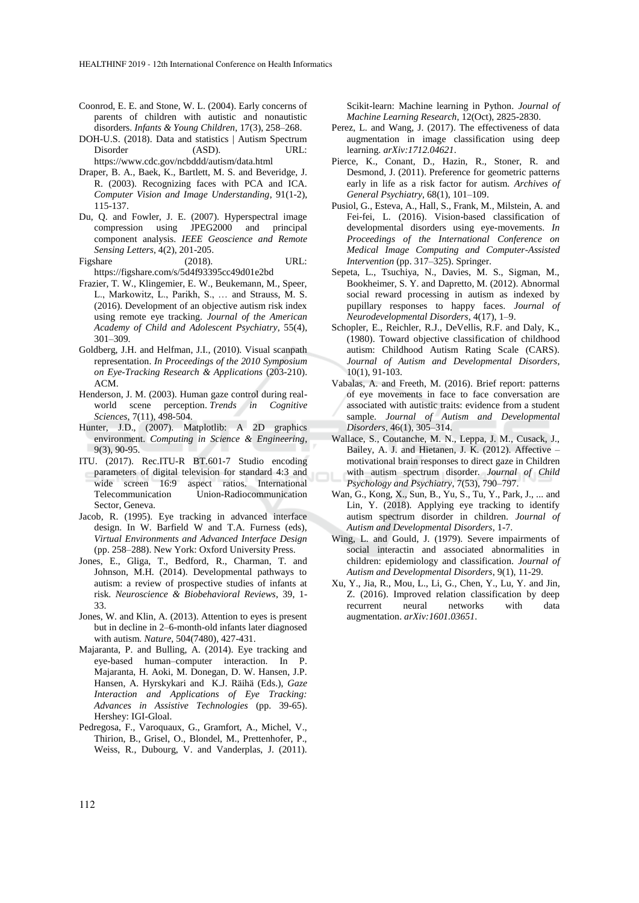Coonrod, E. E. and Stone, W. L. (2004). Early concerns of parents of children with autistic and nonautistic disorders. *Infants & Young Children*, 17(3), 258–268.

DOH-U.S. (2018). Data and statistics | Autism Spectrum Disorder (ASD). URL: https://www.cdc.gov/ncbddd/autism/data.html

Draper, B. A., Baek, K., Bartlett, M. S. and Beveridge, J. R. (2003). Recognizing faces with PCA and ICA. *Computer Vision and Image Understanding*, 91(1-2), 115-137.

Du, Q. and Fowler, J. E. (2007). Hyperspectral image compression using JPEG2000 and principal component analysis. *IEEE Geoscience and Remote Sensing Letters*, 4(2), 201-205.

Figshare (2018). URL: https://figshare.com/s/5d4f93395cc49d01e2bd

Frazier, T. W., Klingemier, E. W., Beukemann, M., Speer, L., Markowitz, L., Parikh, S., … and Strauss, M. S. (2016). Development of an objective autism risk index using remote eye tracking. *Journal of the American Academy of Child and Adolescent Psychiatry*, 55(4), 301–309.

Goldberg, J.H. and Helfman, J.I., (2010). Visual scanpath representation. *In Proceedings of the 2010 Symposium on Eye-Tracking Research & Applications* (203-210). ACM.

Henderson, J. M. (2003). Human gaze control during real-world scene perception. *Trends in Cognitive Sciences*, 7(11), 498-504.

Hunter, J.D., (2007). Matplotlib: A 2D graphics environment. *Computing in Science & Engineering*, 9(3), 90-95.

ITU. (2017). Rec.ITU-R BT.601-7 Studio encoding parameters of digital television for standard 4:3 and wide screen 16:9 aspect ratios. International Telecommunication Union-Radiocommunication Sector, Geneva.

Jacob, R. (1995). Eye tracking in advanced interface design. In W. Barfield W and T.A. Furness (eds), *Virtual Environments and Advanced Interface Design* (pp. 258–288). New York: Oxford University Press.

Jones, E., Gliga, T., Bedford, R., Charman, T. and Johnson, M.H. (2014). Developmental pathways to autism: a review of prospective studies of infants at risk. *Neuroscience & Biobehavioral Reviews*, 39, 1-33.

Jones, W. and Klin, A. (2013). Attention to eyes is present but in decline in 2–6-month-old infants later diagnosed with autism. *Nature*, 504(7480), 427-431.

Majaranta, P. and Bulling, A. (2014). Eye tracking and eye-based human–computer interaction. In P. Majaranta, H. Aoki, M. Donegan, D. W. Hansen, J.P. Hansen, A. Hyrskykari and K.J. Räihä (Eds.), *Gaze Interaction and Applications of Eye Tracking: Advances in Assistive Technologies* (pp. 39-65). Hershey: IGI-Gloal.

Pedregosa, F., Varoquaux, G., Gramfort, A., Michel, V., Thirion, B., Grisel, O., Blondel, M., Prettenhofer, P., Weiss, R., Dubourg, V. and Vanderplas, J. (2011). Scikit-learn: Machine learning in Python. *Journal of Machine Learning Research*, 12(Oct), 2825-2830.

Perez, L. and Wang, J. (2017). The effectiveness of data augmentation in image classification using deep learning. *arXiv:1712.04621*.

Pierce, K., Conant, D., Hazin, R., Stoner, R. and Desmond, J. (2011). Preference for geometric patterns early in life as a risk factor for autism. *Archives of General Psychiatry*, 68(1), 101–109.

Pusiol, G., Esteva, A., Hall, S., Frank, M., Milstein, A. and Fei-fei, L. (2016). Vision-based classification of developmental disorders using eye-movements. *In Proceedings of the International Conference on Medical Image Computing and Computer-Assisted Intervention* (pp. 317–325). Springer.

Sepeta, L., Tsuchiya, N., Davies, M. S., Sigman, M., Bookheimer, S. Y. and Dapretto, M. (2012). Abnormal social reward processing in autism as indexed by pupillary responses to happy faces. *Journal of Neurodevelopmental Disorders*, 4(17), 1–9.

Schopler, E., Reichler, R.J., DeVellis, R.F. and Daly, K., (1980). Toward objective classification of childhood autism: Childhood Autism Rating Scale (CARS). *Journal of Autism and Developmental Disorders*, 10(1), 91-103.

Vabalas, A. and Freeth, M. (2016). Brief report: patterns of eye movements in face to face conversation are associated with autistic traits: evidence from a student sample. *Journal of Autism and Developmental Disorders*, 46(1), 305–314.

Wallace, S., Coutanche, M. N., Leppa, J. M., Cusack, J., Bailey, A. J. and Hietanen, J. K. (2012). Affective – motivational brain responses to direct gaze in Children with autism spectrum disorder. *Journal of Child Psychology and Psychiatry*, 7(53), 790–797.

Wan, G., Kong, X., Sun, B., Yu, S., Tu, Y., Park, J., ... and Lin, Y. (2018). Applying eye tracking to identify autism spectrum disorder in children. *Journal of Autism and Developmental Disorders*, 1-7.

Wing, L. and Gould, J. (1979). Severe impairments of social interactin and associated abnormalities in children: epidemiology and classification. *Journal of Autism and Developmental Disorders*, 9(1), 11-29.

Xu, Y., Jia, R., Mou, L., Li, G., Chen, Y., Lu, Y. and Jin, Z. (2016). Improved relation classification by deep recurrent neural networks with data augmentation. *arXiv:1601.03651*.